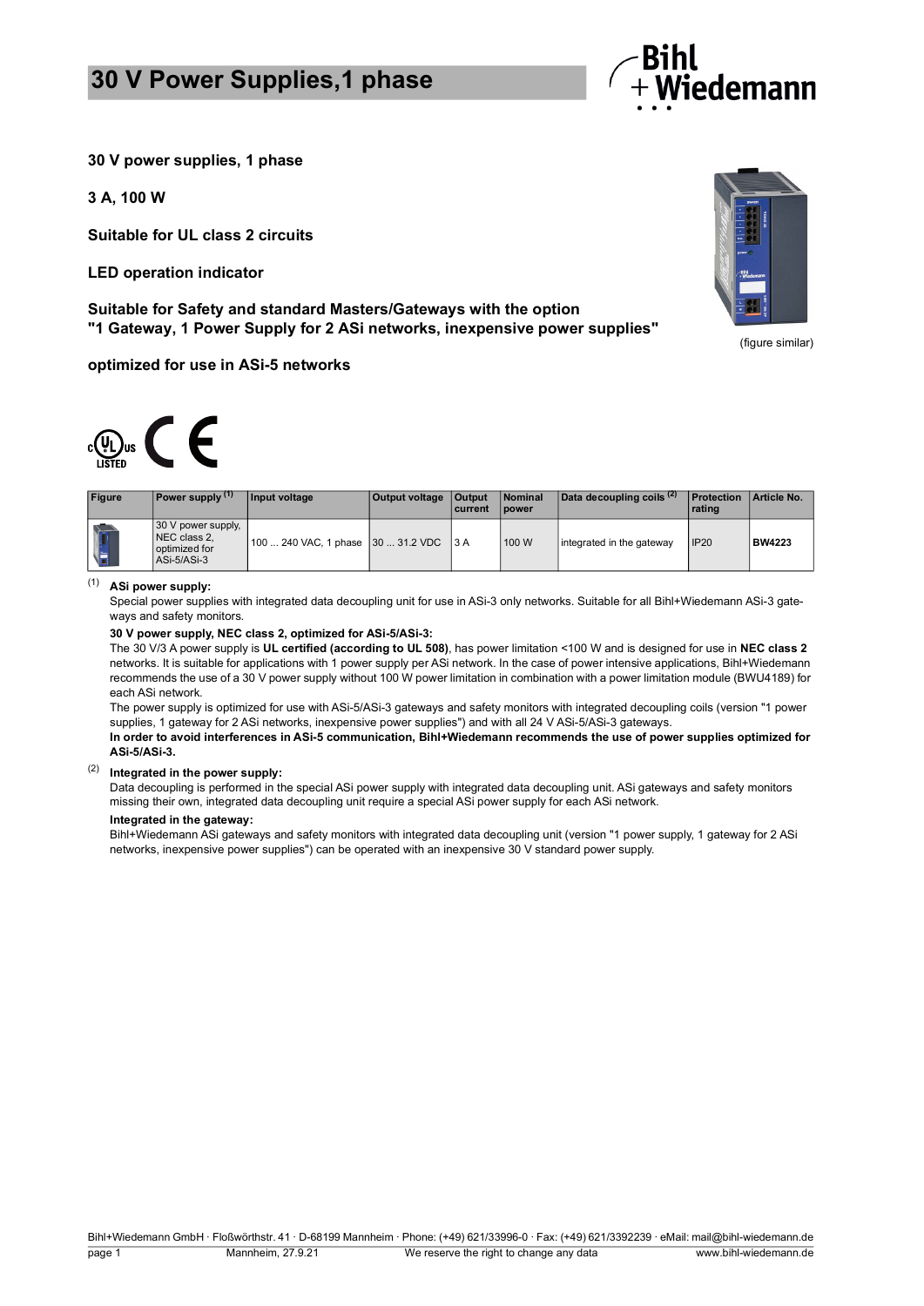# 30 V Power Supplies,1 phase

**30 V power supplies, 1 phase**

**3 A, 100 W**

**Suitable for UL class 2 circuits**

**LED operation indicator**

**Suitable for Safety and standard Masters/Gateways with the option "1 Gateway, 1 Power Supply for 2 ASi networks, inexpensive power supplies"**

**optimized for use in ASi-5 networks**

(figure similar)

| Figure | Power supply [(1)] | Input voltage | Output voltage | Output current | Nominal power | Data decoupling coils [(2)] | Protection rating | Article No. |
|---|---|---|---|---|---|---|---|---|
| | 30 V power supply, NEC class 2, optimized for ASi-5/ASi-3 | 100 ... 240 VAC, 1 phase | 30 ... 31.2 VDC | 3 A | 100 W | integrated in the gateway | IP20 | **BW4223** |

(1) **ASi power supply:**
Special power supplies with integrated data decoupling unit for use in ASi-3 only networks. Suitable for all Bihl+Wiedemann ASi-3 gateways and safety monitors.

**30 V power supply, NEC class 2, optimized for ASi-5/ASi-3:**
The 30 V/3 A power supply is **UL certified (according to UL 508)**, has power limitation <100 W and is designed for use in **NEC class 2** networks. It is suitable for applications with 1 power supply per ASi network. In the case of power intensive applications, Bihl+Wiedemann recommends the use of a 30 V power supply without 100 W power limitation in combination with a power limitation module (BWU4189) for each ASi network.
The power supply is optimized for use with ASi-5/ASi-3 gateways and safety monitors with integrated decoupling coils (version "1 power supplies, 1 gateway for 2 ASi networks, inexpensive power supplies") and with all 24 V ASi-5/ASi-3 gateways.
**In order to avoid interferences in ASi-5 communication, Bihl+Wiedemann recommends the use of power supplies optimized for ASi-5/ASi-3.**

(2) **Integrated in the power supply:**
Data decoupling is performed in the special ASi power supply with integrated data decoupling unit. ASi gateways and safety monitors missing their own, integrated data decoupling unit require a special ASi power supply for each ASi network.

**Integrated in the gateway:**
Bihl+Wiedemann ASi gateways and safety monitors with integrated data decoupling unit (version "1 power supply, 1 gateway for 2 ASi networks, inexpensive power supplies") can be operated with an inexpensive 30 V standard power supply.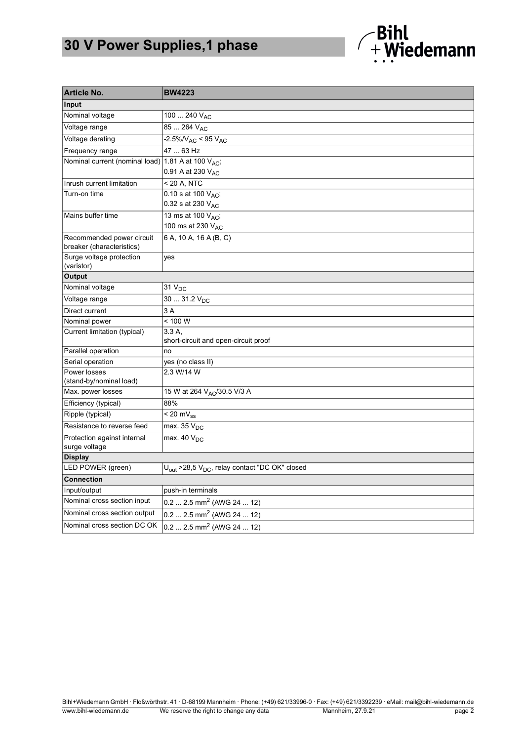# 30 V Power Supplies,1 phase

| Article No. | BW4223 |
|---|---|
| **Input** | |
| Nominal voltage | 100 ... 240 $V_{AC}$ |
| Voltage range | 85 ... 264 $V_{AC}$ |
| Voltage derating | -2.5%/$V_{AC}$ < 95 $V_{AC}$ |
| Frequency range | 47 ... 63 Hz |
| Nominal current (nominal load) | 1.81 A at 100 $V_{AC}$;<br>0.91 A at 230 $V_{AC}$ |
| Inrush current limitation | < 20 A, NTC |
| Turn-on time | 0.10 s at 100 $V_{AC}$;<br>0.32 s at 230 $V_{AC}$ |
| Mains buffer time | 13 ms at 100 $V_{AC}$;<br>100 ms at 230 $V_{AC}$ |
| Recommended power circuit breaker (characteristics) | 6 A, 10 A, 16 A (B, C) |
| Surge voltage protection (varistor) | yes |
| **Output** | |
| Nominal voltage | 31 $V_{DC}$ |
| Voltage range | 30 ... 31.2 $V_{DC}$ |
| Direct current | 3 A |
| Nominal power | < 100 W |
| Current limitation (typical) | 3.3 A,<br>short-circuit and open-circuit proof |
| Parallel operation | no |
| Serial operation | yes (no class II) |
| Power losses (stand-by/nominal load) | 2.3 W/14 W |
| Max. power losses | 15 W at 264 $V_{AC}$/30.5 V/3 A |
| Efficiency (typical) | 88% |
| Ripple (typical) | < 20 $mV_{ss}$ |
| Resistance to reverse feed | max. 35 $V_{DC}$ |
| Protection against internal surge voltage | max. 40 $V_{DC}$ |
| **Display** | |
| LED POWER (green) | $U_{out}$ >28,5 $V_{DC}$, relay contact "DC OK" closed |
| **Connection** | |
| Input/output | push-in terminals |
| Nominal cross section input | 0.2 ... 2.5 $mm^2$ (AWG 24 ... 12) |
| Nominal cross section output | 0.2 ... 2.5 $mm^2$ (AWG 24 ... 12) |
| Nominal cross section DC OK | 0.2 ... 2.5 $mm^2$ (AWG 24 ... 12) |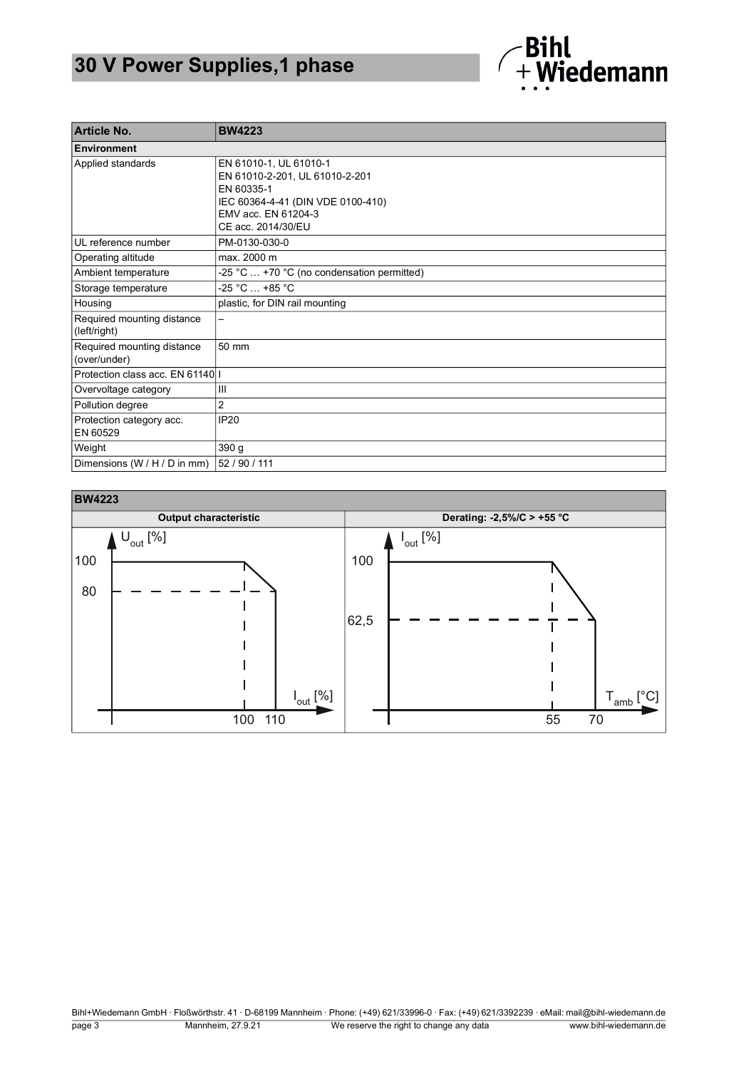# 30 V Power Supplies,1 phase

| Article No. | BW4223 |
|---|---|
| **Environment** | |
| Applied standards | EN 61010-1, UL 61010-1<br>EN 61010-2-201, UL 61010-2-201<br>EN 60335-1<br>IEC 60364-4-41 (DIN VDE 0100-410)<br>EMV acc. EN 61204-3<br>CE acc. 2014/30/EU |
| UL reference number | PM-0130-030-0 |
| Operating altitude | max. 2000 m |
| Ambient temperature | -25 °C … +70 °C (no condensation permitted) |
| Storage temperature | -25 °C … +85 °C |
| Housing | plastic, for DIN rail mounting |
| Required mounting distance (left/right) | – |
| Required mounting distance (over/under) | 50 mm |
| Protection class acc. EN 61140 | I |
| Overvoltage category | III |
| Pollution degree | 2 |
| Protection category acc. EN 60529 | IP20 |
| Weight | 390 g |
| Dimensions (W / H / D in mm) | 52 / 90 / 111 |

**BW4223**

**Output characteristic**

$U_{out}$ [%]

100

80

$I_{out}$ [%]

100 110

**Derating: -2,5%/C > +55 °C**

$I_{out}$ [%]

100

62,5

$T_{amb}$ [°C]

55 70